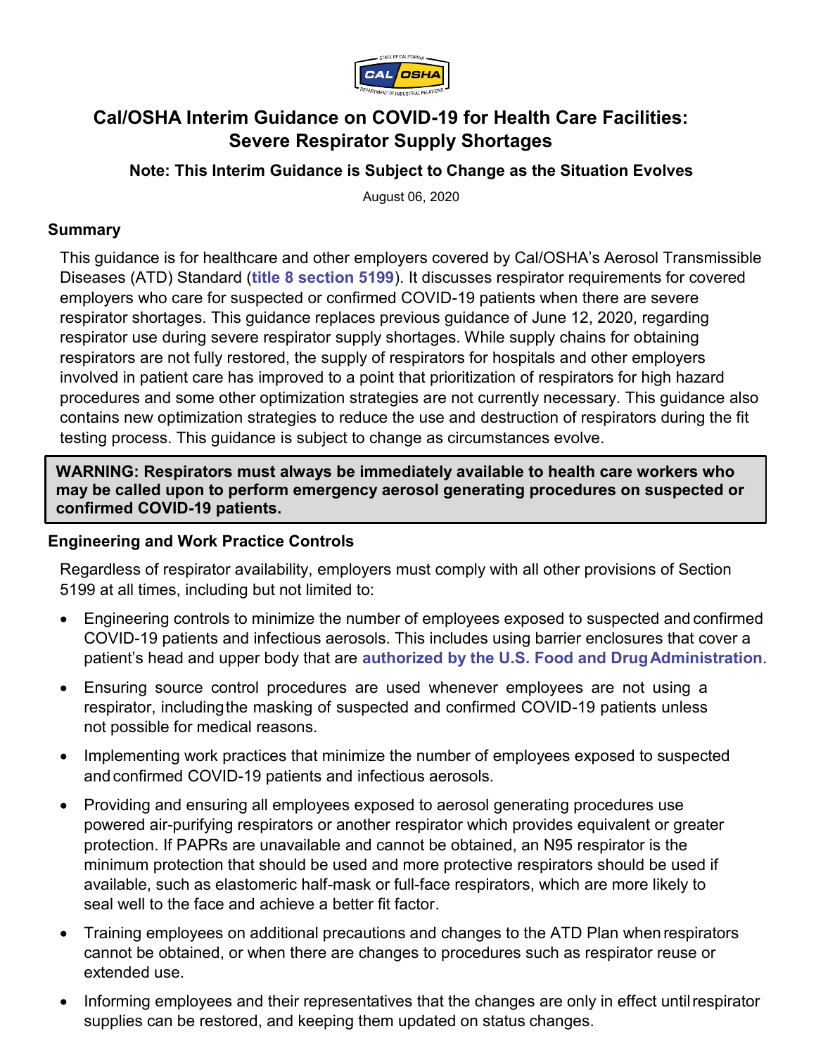# Cal/OSHA Interim Guidance on COVID-19 for Health Care Facilities: Severe Respirator Supply Shortages

**Note: This Interim Guidance is Subject to Change as the Situation Evolves**

August 06, 2020

## Summary

This guidance is for healthcare and other employers covered by Cal/OSHA's Aerosol Transmissible Diseases (ATD) Standard (**title 8 section 5199**). It discusses respirator requirements for covered employers who care for suspected or confirmed COVID-19 patients when there are severe respirator shortages. This guidance replaces previous guidance of June 12, 2020, regarding respirator use during severe respirator supply shortages. While supply chains for obtaining respirators are not fully restored, the supply of respirators for hospitals and other employers involved in patient care has improved to a point that prioritization of respirators for high hazard procedures and some other optimization strategies are not currently necessary. This guidance also contains new optimization strategies to reduce the use and destruction of respirators during the fit testing process. This guidance is subject to change as circumstances evolve.

**WARNING: Respirators must always be immediately available to health care workers who may be called upon to perform emergency aerosol generating procedures on suspected or confirmed COVID-19 patients.**

## Engineering and Work Practice Controls

Regardless of respirator availability, employers must comply with all other provisions of Section 5199 at all times, including but not limited to:

- Engineering controls to minimize the number of employees exposed to suspected and confirmed COVID-19 patients and infectious aerosols. This includes using barrier enclosures that cover a patient's head and upper body that are **authorized by the U.S. Food and Drug Administration**.
- Ensuring source control procedures are used whenever employees are not using a respirator, including the masking of suspected and confirmed COVID-19 patients unless not possible for medical reasons.
- Implementing work practices that minimize the number of employees exposed to suspected and confirmed COVID-19 patients and infectious aerosols.
- Providing and ensuring all employees exposed to aerosol generating procedures use powered air-purifying respirators or another respirator which provides equivalent or greater protection. If PAPRs are unavailable and cannot be obtained, an N95 respirator is the minimum protection that should be used and more protective respirators should be used if available, such as elastomeric half-mask or full-face respirators, which are more likely to seal well to the face and achieve a better fit factor.
- Training employees on additional precautions and changes to the ATD Plan when respirators cannot be obtained, or when there are changes to procedures such as respirator reuse or extended use.
- Informing employees and their representatives that the changes are only in effect until respirator supplies can be restored, and keeping them updated on status changes.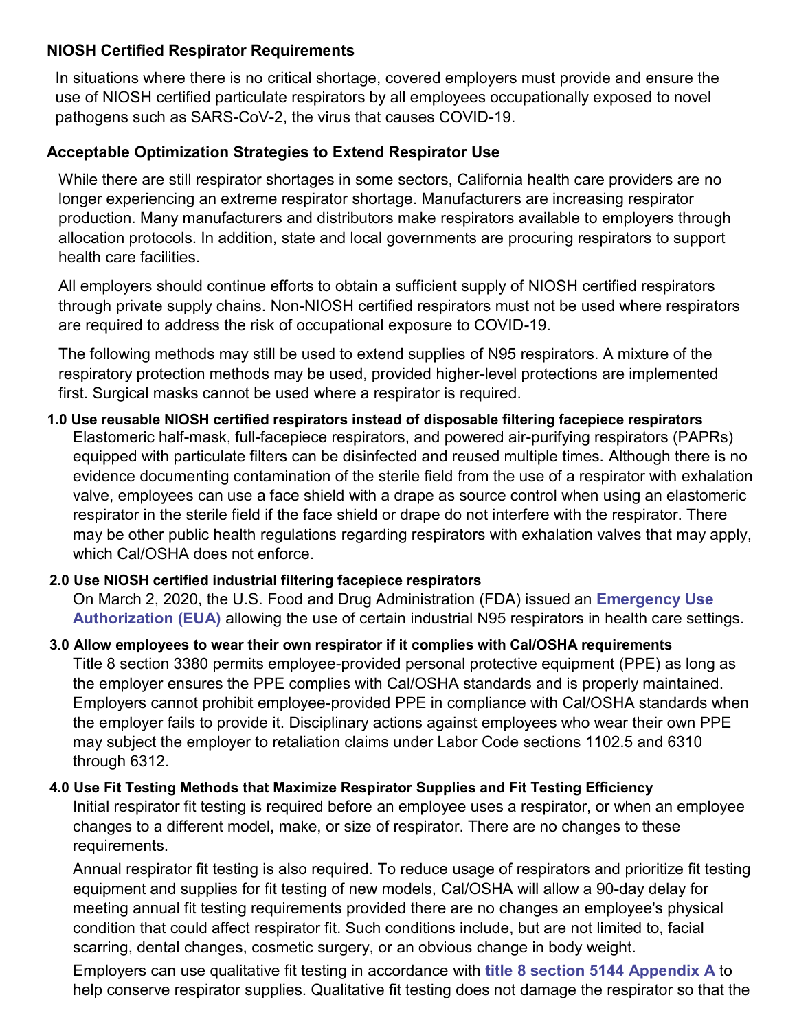### NIOSH Certified Respirator Requirements

In situations where there is no critical shortage, covered employers must provide and ensure the use of NIOSH certified particulate respirators by all employees occupationally exposed to novel pathogens such as SARS-CoV-2, the virus that causes COVID-19.

### Acceptable Optimization Strategies to Extend Respirator Use

While there are still respirator shortages in some sectors, California health care providers are no longer experiencing an extreme respirator shortage. Manufacturers are increasing respirator production. Many manufacturers and distributors make respirators available to employers through allocation protocols. In addition, state and local governments are procuring respirators to support health care facilities.

All employers should continue efforts to obtain a sufficient supply of NIOSH certified respirators through private supply chains. Non-NIOSH certified respirators must not be used where respirators are required to address the risk of occupational exposure to COVID-19.

The following methods may still be used to extend supplies of N95 respirators. A mixture of the respiratory protection methods may be used, provided higher-level protections are implemented first. Surgical masks cannot be used where a respirator is required.

**1.0 Use reusable NIOSH certified respirators instead of disposable filtering facepiece respirators**

Elastomeric half-mask, full-facepiece respirators, and powered air-purifying respirators (PAPRs) equipped with particulate filters can be disinfected and reused multiple times. Although there is no evidence documenting contamination of the sterile field from the use of a respirator with exhalation valve, employees can use a face shield with a drape as source control when using an elastomeric respirator in the sterile field if the face shield or drape do not interfere with the respirator. There may be other public health regulations regarding respirators with exhalation valves that may apply, which Cal/OSHA does not enforce.

**2.0 Use NIOSH certified industrial filtering facepiece respirators**

On March 2, 2020, the U.S. Food and Drug Administration (FDA) issued an **Emergency Use Authorization (EUA)** allowing the use of certain industrial N95 respirators in health care settings.

**3.0 Allow employees to wear their own respirator if it complies with Cal/OSHA requirements**

Title 8 section 3380 permits employee-provided personal protective equipment (PPE) as long as the employer ensures the PPE complies with Cal/OSHA standards and is properly maintained. Employers cannot prohibit employee-provided PPE in compliance with Cal/OSHA standards when the employer fails to provide it. Disciplinary actions against employees who wear their own PPE may subject the employer to retaliation claims under Labor Code sections 1102.5 and 6310 through 6312.

**4.0 Use Fit Testing Methods that Maximize Respirator Supplies and Fit Testing Efficiency**

Initial respirator fit testing is required before an employee uses a respirator, or when an employee changes to a different model, make, or size of respirator. There are no changes to these requirements.

Annual respirator fit testing is also required. To reduce usage of respirators and prioritize fit testing equipment and supplies for fit testing of new models, Cal/OSHA will allow a 90-day delay for meeting annual fit testing requirements provided there are no changes an employee's physical condition that could affect respirator fit. Such conditions include, but are not limited to, facial scarring, dental changes, cosmetic surgery, or an obvious change in body weight.

Employers can use qualitative fit testing in accordance with **title 8 section 5144 Appendix A** to help conserve respirator supplies. Qualitative fit testing does not damage the respirator so that the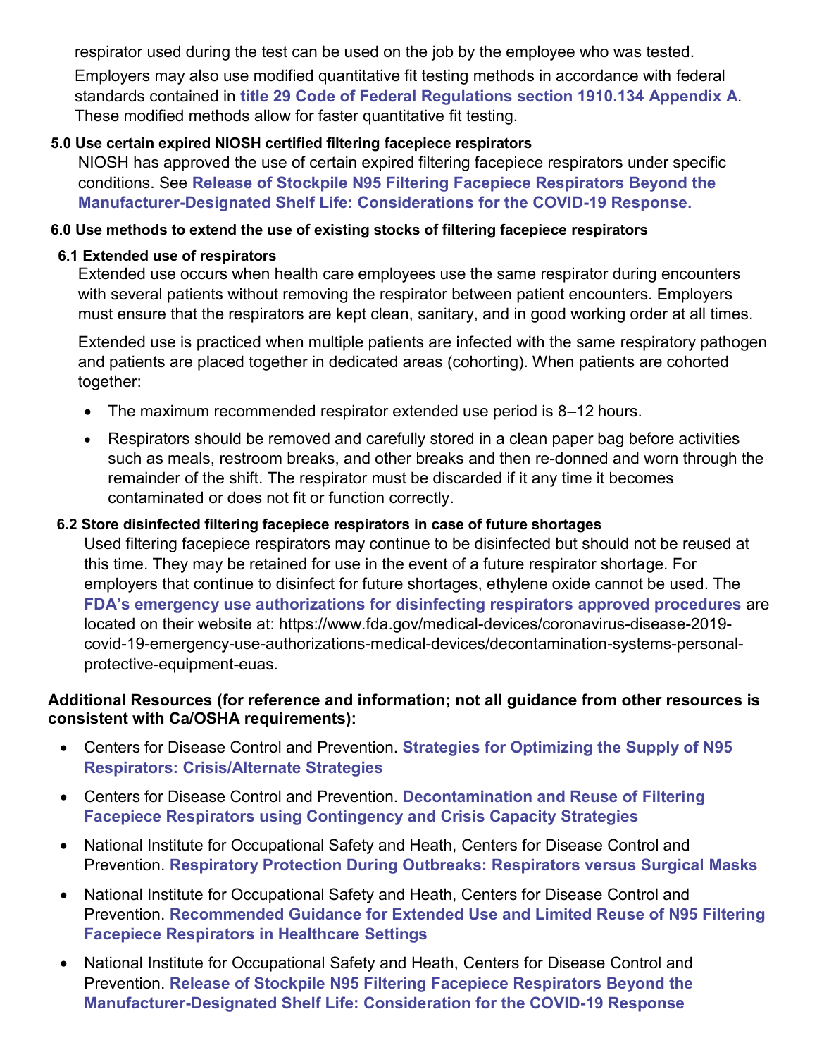respirator used during the test can be used on the job by the employee who was tested.

Employers may also use modified quantitative fit testing methods in accordance with federal standards contained in **title 29 Code of Federal Regulations section 1910.134 Appendix A**. These modified methods allow for faster quantitative fit testing.

### 5.0 Use certain expired NIOSH certified filtering facepiece respirators

NIOSH has approved the use of certain expired filtering facepiece respirators under specific conditions. See **Release of Stockpile N95 Filtering Facepiece Respirators Beyond the Manufacturer-Designated Shelf Life: Considerations for the COVID-19 Response.**

### 6.0 Use methods to extend the use of existing stocks of filtering facepiece respirators

#### 6.1 Extended use of respirators

Extended use occurs when health care employees use the same respirator during encounters with several patients without removing the respirator between patient encounters. Employers must ensure that the respirators are kept clean, sanitary, and in good working order at all times.

Extended use is practiced when multiple patients are infected with the same respiratory pathogen and patients are placed together in dedicated areas (cohorting). When patients are cohorted together:

- The maximum recommended respirator extended use period is 8–12 hours.
- Respirators should be removed and carefully stored in a clean paper bag before activities such as meals, restroom breaks, and other breaks and then re-donned and worn through the remainder of the shift. The respirator must be discarded if it any time it becomes contaminated or does not fit or function correctly.

#### 6.2 Store disinfected filtering facepiece respirators in case of future shortages

Used filtering facepiece respirators may continue to be disinfected but should not be reused at this time. They may be retained for use in the event of a future respirator shortage. For employers that continue to disinfect for future shortages, ethylene oxide cannot be used. The **FDA's emergency use authorizations for disinfecting respirators approved procedures** are located on their website at: https://www.fda.gov/medical-devices/coronavirus-disease-2019-covid-19-emergency-use-authorizations-medical-devices/decontamination-systems-personal-protective-equipment-euas.

**Additional Resources (for reference and information; not all guidance from other resources is consistent with Ca/OSHA requirements):**

- Centers for Disease Control and Prevention. **Strategies for Optimizing the Supply of N95 Respirators: Crisis/Alternate Strategies**
- Centers for Disease Control and Prevention. **Decontamination and Reuse of Filtering Facepiece Respirators using Contingency and Crisis Capacity Strategies**
- National Institute for Occupational Safety and Heath, Centers for Disease Control and Prevention. **Respiratory Protection During Outbreaks: Respirators versus Surgical Masks**
- National Institute for Occupational Safety and Heath, Centers for Disease Control and Prevention. **Recommended Guidance for Extended Use and Limited Reuse of N95 Filtering Facepiece Respirators in Healthcare Settings**
- National Institute for Occupational Safety and Heath, Centers for Disease Control and Prevention. **Release of Stockpile N95 Filtering Facepiece Respirators Beyond the Manufacturer-Designated Shelf Life: Consideration for the COVID-19 Response**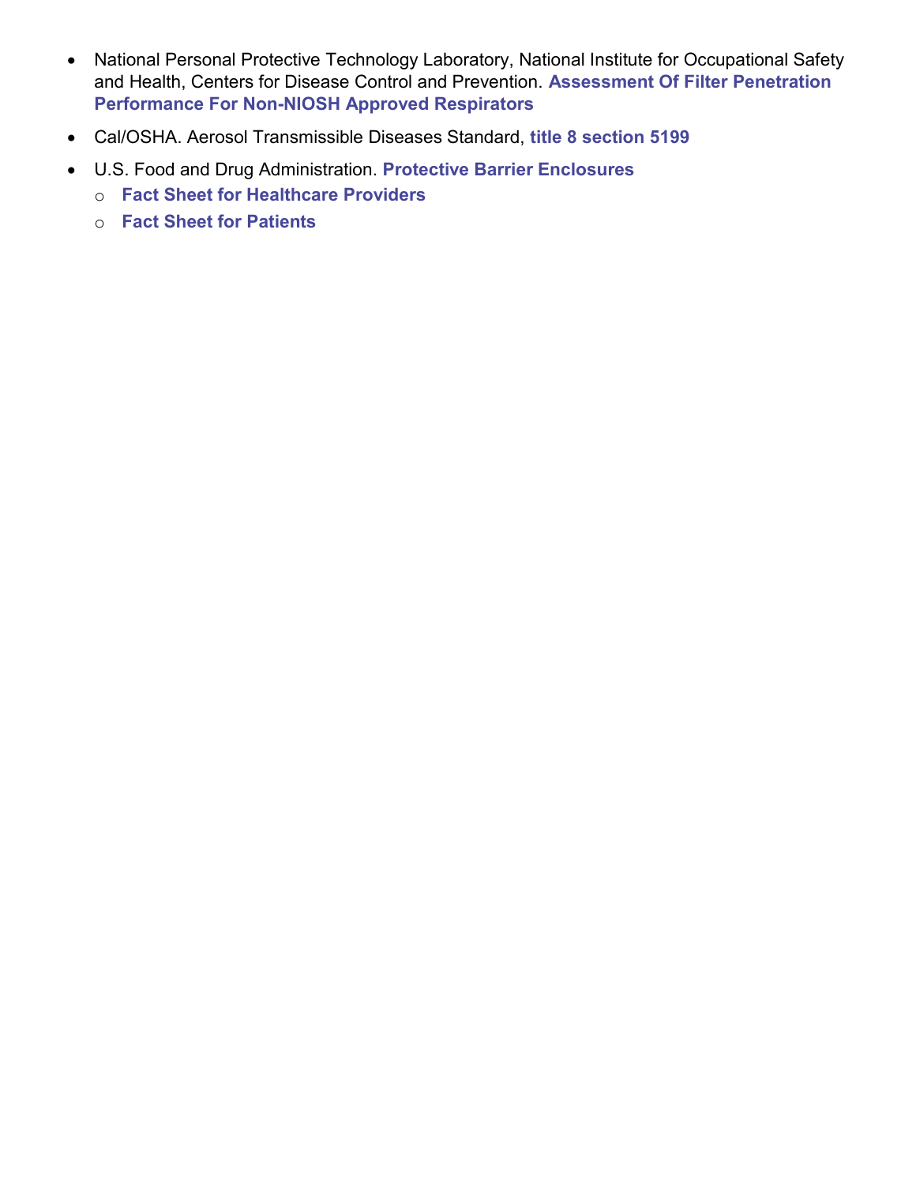- National Personal Protective Technology Laboratory, National Institute for Occupational Safety and Health, Centers for Disease Control and Prevention. **Assessment Of Filter Penetration Performance For Non-NIOSH Approved Respirators**
- Cal/OSHA. Aerosol Transmissible Diseases Standard, **title 8 section 5199**
- U.S. Food and Drug Administration. **Protective Barrier Enclosures**
  - **Fact Sheet for Healthcare Providers**
  - **Fact Sheet for Patients**